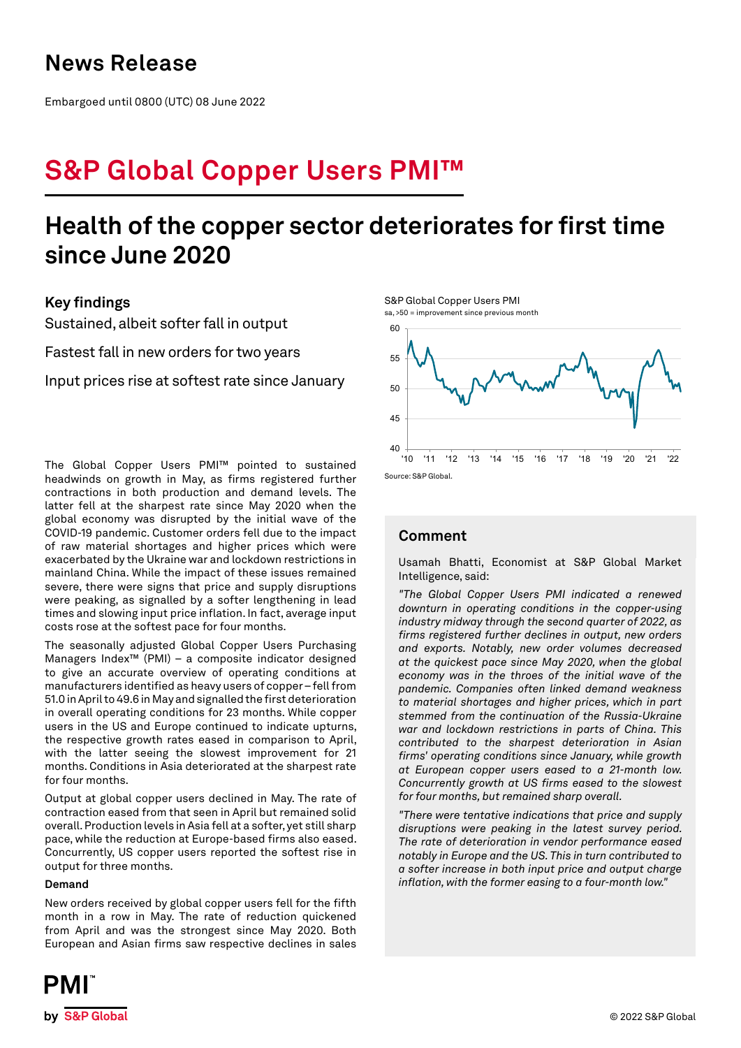# News Release

Embargoed until 0800 (UTC) 08 June 2022

# S&P Global Copper Users PMI™

## Health of the copper sector deteriorates for first time since June 2020

### Key findings

Sustained, albeit softer fall in output

Fastest fall in new orders for two years

Input prices rise at softest rate since January

S&P Global Copper Users PMI
sa, >50 = improvement since previous month

Source: S&P Global.

The Global Copper Users PMI™ pointed to sustained headwinds on growth in May, as firms registered further contractions in both production and demand levels. The latter fell at the sharpest rate since May 2020 when the global economy was disrupted by the initial wave of the COVID-19 pandemic. Customer orders fell due to the impact of raw material shortages and higher prices which were exacerbated by the Ukraine war and lockdown restrictions in mainland China. While the impact of these issues remained severe, there were signs that price and supply disruptions were peaking, as signalled by a softer lengthening in lead times and slowing input price inflation. In fact, average input costs rose at the softest pace for four months.

The seasonally adjusted Global Copper Users Purchasing Managers Index™ (PMI) – a composite indicator designed to give an accurate overview of operating conditions at manufacturers identified as heavy users of copper – fell from 51.0 in April to 49.6 in May and signalled the first deterioration in overall operating conditions for 23 months. While copper users in the US and Europe continued to indicate upturns, the respective growth rates eased in comparison to April, with the latter seeing the slowest improvement for 21 months. Conditions in Asia deteriorated at the sharpest rate for four months.

Output at global copper users declined in May. The rate of contraction eased from that seen in April but remained solid overall. Production levels in Asia fell at a softer, yet still sharp pace, while the reduction at Europe-based firms also eased. Concurrently, US copper users reported the softest rise in output for three months.

#### Demand

New orders received by global copper users fell for the fifth month in a row in May. The rate of reduction quickened from April and was the strongest since May 2020. Both European and Asian firms saw respective declines in sales

### Comment

Usamah Bhatti, Economist at S&P Global Market Intelligence, said:

*"The Global Copper Users PMI indicated a renewed downturn in operating conditions in the copper-using industry midway through the second quarter of 2022, as firms registered further declines in output, new orders and exports. Notably, new order volumes decreased at the quickest pace since May 2020, when the global economy was in the throes of the initial wave of the pandemic. Companies often linked demand weakness to material shortages and higher prices, which in part stemmed from the continuation of the Russia-Ukraine war and lockdown restrictions in parts of China. This contributed to the sharpest deterioration in Asian firms' operating conditions since January, while growth at European copper users eased to a 21-month low. Concurrently growth at US firms eased to the slowest for four months, but remained sharp overall.*

*"There were tentative indications that price and supply disruptions were peaking in the latest survey period. The rate of deterioration in vendor performance eased notably in Europe and the US. This in turn contributed to a softer increase in both input price and output charge inflation, with the former easing to a four-month low."*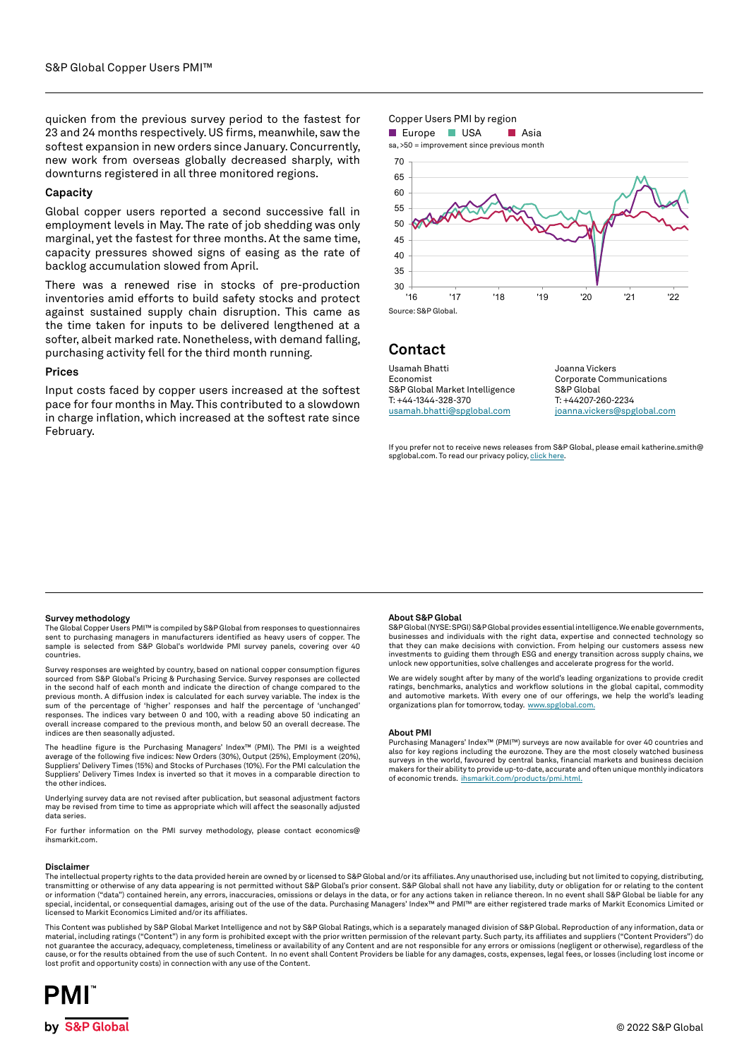quicken from the previous survey period to the fastest for 23 and 24 months respectively. US firms, meanwhile, saw the softest expansion in new orders since January. Concurrently, new work from overseas globally decreased sharply, with downturns registered in all three monitored regions.

### Capacity

Global copper users reported a second successive fall in employment levels in May. The rate of job shedding was only marginal, yet the fastest for three months. At the same time, capacity pressures showed signs of easing as the rate of backlog accumulation slowed from April.

There was a renewed rise in stocks of pre-production inventories amid efforts to build safety stocks and protect against sustained supply chain disruption. This came as the time taken for inputs to be delivered lengthened at a softer, albeit marked rate. Nonetheless, with demand falling, purchasing activity fell for the third month running.

### Prices

Input costs faced by copper users increased at the softest pace for four months in May. This contributed to a slowdown in charge inflation, which increased at the softest rate since February.

Copper Users PMI by region

Europe USA Asia

sa, >50 = improvement since previous month

70
65
60
55
50
45
40
35
30

'16 '17 '18 '19 '20 '21 '22

Source: S&P Global.

## Contact

Usamah Bhatti
Economist
S&P Global Market Intelligence
T: +44-1344-328-370
usamah.bhatti@spglobal.com

Joanna Vickers
Corporate Communications
S&P Global
T: +44207-260-2234
joanna.vickers@spglobal.com

If you prefer not to receive news releases from S&P Global, please email katherine.smith@spglobal.com. To read our privacy policy, click here.

**Survey methodology**

The Global Copper Users PMI™ is compiled by S&P Global from responses to questionnaires sent to purchasing managers in manufacturers identified as heavy users of copper. The sample is selected from S&P Global's worldwide PMI survey panels, covering over 40 countries.

Survey responses are weighted by country, based on national copper consumption figures sourced from S&P Global's Pricing & Purchasing Service. Survey responses are collected in the second half of each month and indicate the direction of change compared to the previous month. A diffusion index is calculated for each survey variable. The index is the sum of the percentage of 'higher' responses and half the percentage of 'unchanged' responses. The indices vary between 0 and 100, with a reading above 50 indicating an overall increase compared to the previous month, and below 50 an overall decrease. The indices are then seasonally adjusted.

The headline figure is the Purchasing Managers' Index™ (PMI). The PMI is a weighted average of the following five indices: New Orders (30%), Output (25%), Employment (20%), Suppliers' Delivery Times (15%) and Stocks of Purchases (10%). For the PMI calculation the Suppliers' Delivery Times Index is inverted so that it moves in a comparable direction to the other indices.

Underlying survey data are not revised after publication, but seasonal adjustment factors may be revised from time to time as appropriate which will affect the seasonally adjusted data series.

For further information on the PMI survey methodology, please contact economics@ihsmarkit.com.

**About S&P Global**

S&P Global (NYSE: SPGI) S&P Global provides essential intelligence. We enable governments, businesses and individuals with the right data, expertise and connected technology so that they can make decisions with conviction. From helping our customers assess new investments to guiding them through ESG and energy transition across supply chains, we unlock new opportunities, solve challenges and accelerate progress for the world.

We are widely sought after by many of the world's leading organizations to provide credit ratings, benchmarks, analytics and workflow solutions in the global capital, commodity and automotive markets. With every one of our offerings, we help the world's leading organizations plan for tomorrow, today. www.spglobal.com.

**About PMI**

Purchasing Managers' Index™ (PMI™) surveys are now available for over 40 countries and also for key regions including the eurozone. They are the most closely watched business surveys in the world, favoured by central banks, financial markets and business decision makers for their ability to provide up-to-date, accurate and often unique monthly indicators of economic trends. ihsmarkit.com/products/pmi.html.

**Disclaimer**

The intellectual property rights to the data provided herein are owned by or licensed to S&P Global and/or its affiliates. Any unauthorised use, including but not limited to copying, distributing, transmitting or otherwise of any data appearing is not permitted without S&P Global's prior consent. S&P Global shall not have any liability, duty or obligation for or relating to the content or information ("data") contained herein, any errors, inaccuracies, omissions or delays in the data, or for any actions taken in reliance thereon. In no event shall S&P Global be liable for any special, incidental, or consequential damages, arising out of the use of the data. Purchasing Managers' Index™ and PMI™ are either registered trade marks of Markit Economics Limited or licensed to Markit Economics Limited and/or its affiliates.

This Content was published by S&P Global Market Intelligence and not by S&P Global Ratings, which is a separately managed division of S&P Global. Reproduction of any information, data or material, including ratings ("Content") in any form is prohibited except with the prior written permission of the relevant party. Such party, its affiliates and suppliers ("Content Providers") do not guarantee the accuracy, adequacy, completeness, timeliness or availability of any Content and are not responsible for any errors or omissions (negligent or otherwise), regardless of the cause, or for the results obtained from the use of such Content. In no event shall Content Providers be liable for any damages, costs, expenses, legal fees, or losses (including lost income or lost profit and opportunity costs) in connection with any use of the Content.

PMI™ by S&P Global

© 2022 S&P Global